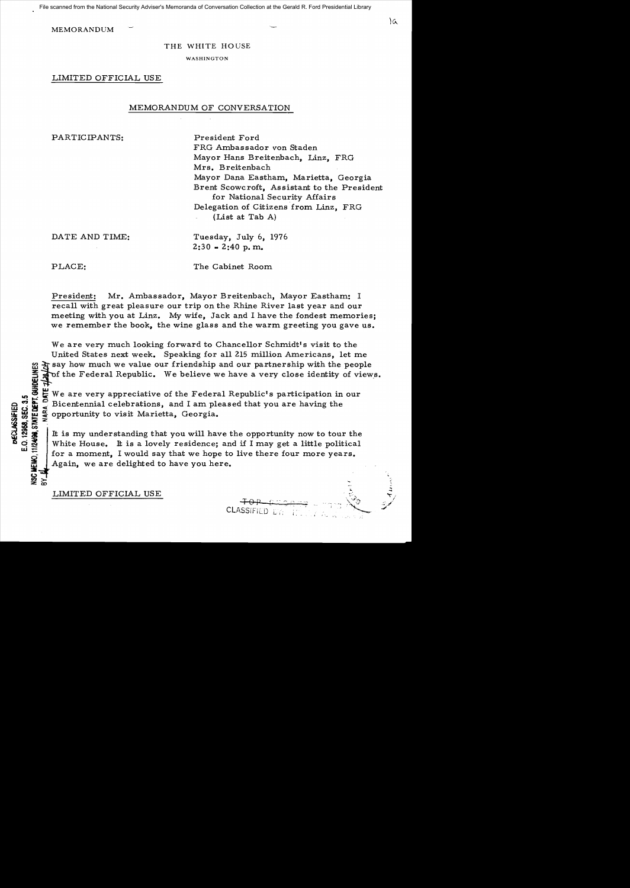File scanned from the National Security Adviser's Memoranda of Conversation Collection at the Gerald R. Ford Presidential Library

MEMORANDUM

THE WHITE HOUSE

WASHINGTON

LIMITED OFFICIAL USE

## MEMORANDUM OF CONVERSATION

PARTICIPANTS: President Ford
FRG Ambassador von Staden
Mayor Hans Breitenbach, Linz, FRG
Mrs. Breitenbach
Mayor Dana Eastham, Marietta, Georgia
Brent Scowcroft, Assistant to the President for National Security Affairs
Delegation of Citizens from Linz, FRG (List at Tab A)

DATE AND TIME: Tuesday, July 6, 1976
2:30 - 2:40 p.m.

PLACE: The Cabinet Room

President: Mr. Ambassador, Mayor Breitenbach, Mayor Eastham: I recall with great pleasure our trip on the Rhine River last year and our meeting with you at Linz. My wife, Jack and I have the fondest memories; we remember the book, the wine glass and the warm greeting you gave us.

We are very much looking forward to Chancellor Schmidt's visit to the United States next week. Speaking for all 215 million Americans, let me say how much we value our friendship and our partnership with the people of the Federal Republic. We believe we have a very close identity of views.

We are very appreciative of the Federal Republic's participation in our Bicentennial celebrations, and I am pleased that you are having the opportunity to visit Marietta, Georgia.

It is my understanding that you will have the opportunity now to tour the White House. It is a lovely residence; and if I may get a little political for a moment, I would say that we hope to live there four more years. Again, we are delighted to have you here.

DECLASSIFIED
E.O. 12958, SEC. 3.5
NSC MEMO, 11/24/98, STATE DEPT. GUIDELINES
BY ___ NARA DATE 7/28/04

LIMITED OFFICIAL USE

~~TOP SECRET~~ CLASSIFIED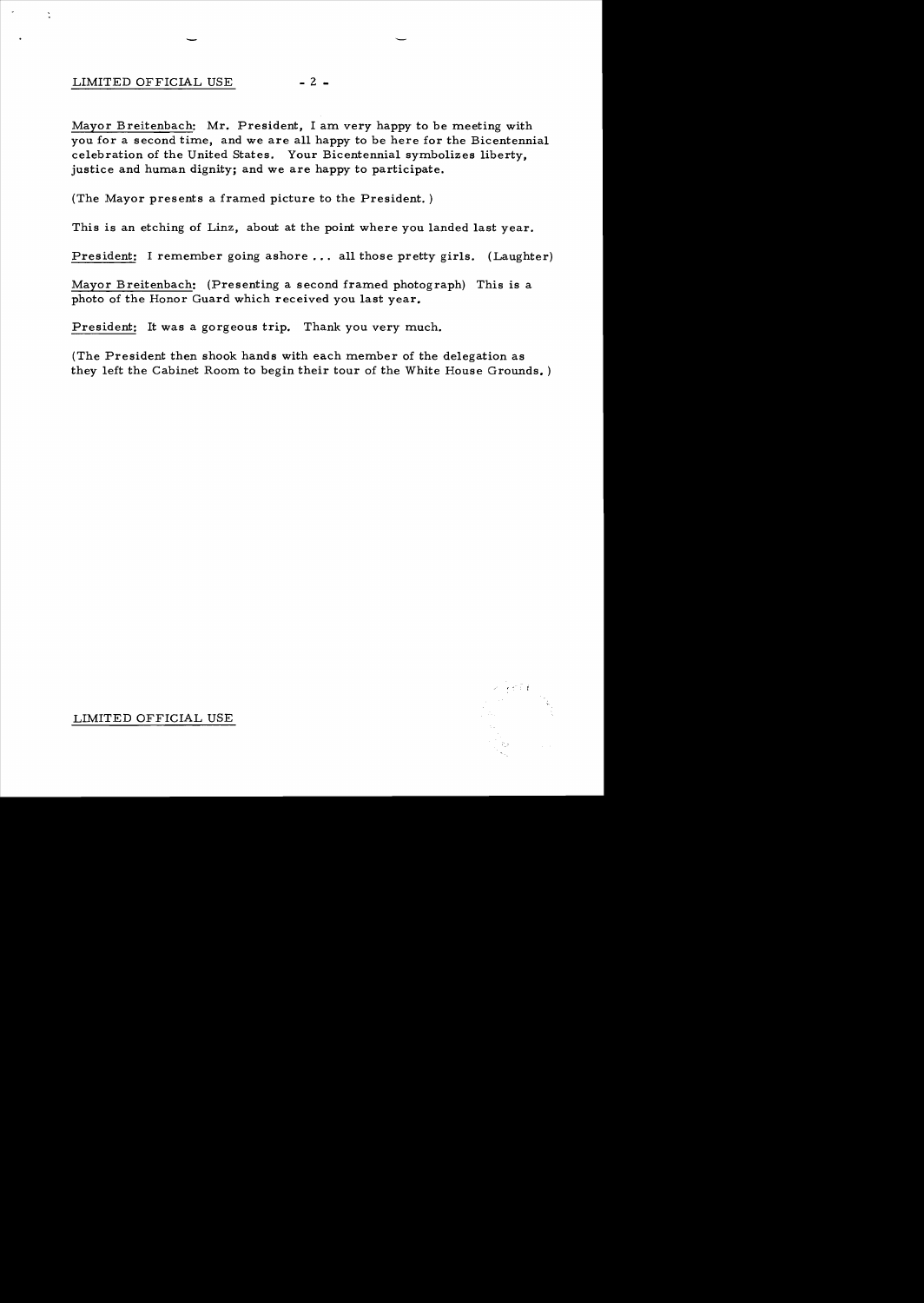LIMITED OFFICIAL USE

Mayor Breitenbach: Mr. President, I am very happy to be meeting with you for a second time, and we are all happy to be here for the Bicentennial celebration of the United States. Your Bicentennial symbolizes liberty, justice and human dignity; and we are happy to participate.

(The Mayor presents a framed picture to the President.)

This is an etching of Linz, about at the point where you landed last year.

President: I remember going ashore ... all those pretty girls. (Laughter)

Mayor Breitenbach: (Presenting a second framed photograph) This is a photo of the Honor Guard which received you last year.

President: It was a gorgeous trip. Thank you very much.

(The President then shook hands with each member of the delegation as they left the Cabinet Room to begin their tour of the White House Grounds.)

LIMITED OFFICIAL USE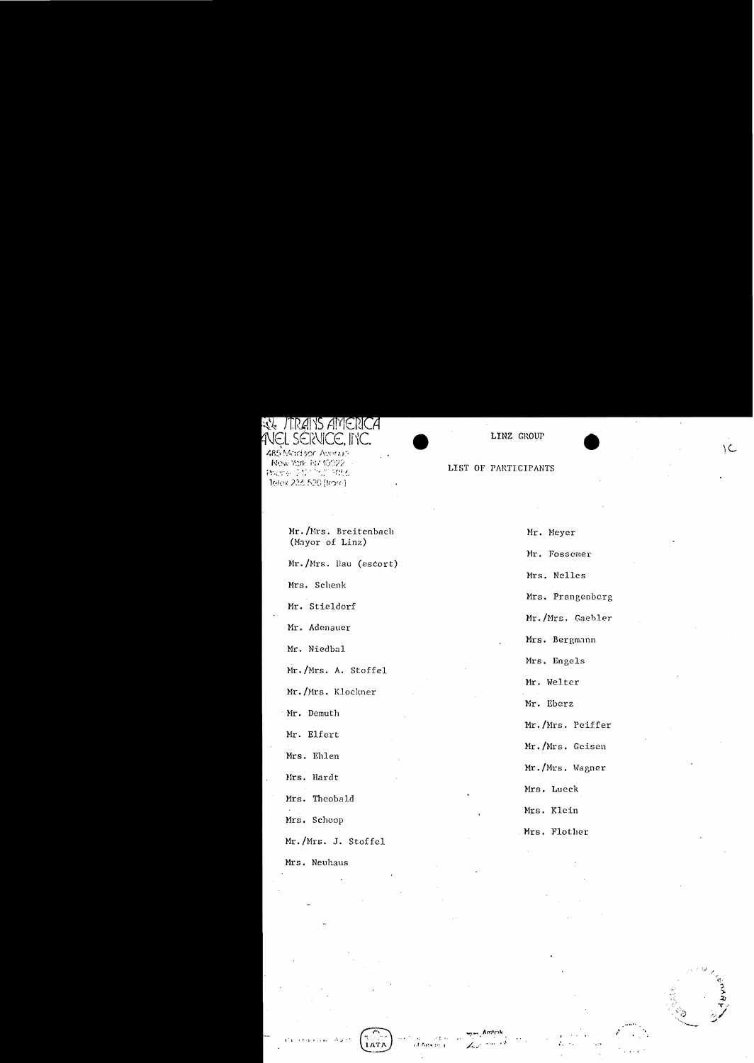TRANS AMERICA TRAVEL SERVICE, INC.
485 Madison Avenue
New York, NY 10022
Phone: 212 752 1056
Telex 236 520 (trans)

# LINZ GROUP

## LIST OF PARTICIPANTS

- Mr./Mrs. Breitenbach (Mayor of Linz)
- Mr./Mrs. Hau (escort)
- Mrs. Schenk
- Mr. Stieldorf
- Mr. Adenauer
- Mr. Niedbal
- Mr./Mrs. A. Stoffel
- Mr./Mrs. Klockner
- Mr. Demuth
- Mr. Elfert
- Mrs. Ehlen
- Mrs. Hardt
- Mrs. Theobald
- Mrs. Schoop
- Mr./Mrs. J. Stoffel
- Mrs. Neuhaus
- Mr. Meyer
- Mr. Fossemer
- Mrs. Nelles
- Mrs. Prangenberg
- Mr./Mrs. Gaebler
- Mrs. Bergmann
- Mrs. Engels
- Mr. Welter
- Mr. Eberz
- Mr./Mrs. Peiffer
- Mr./Mrs. Geisen
- Mr./Mrs. Wagner
- Mrs. Lueck
- Mrs. Klein
- Mrs. Flother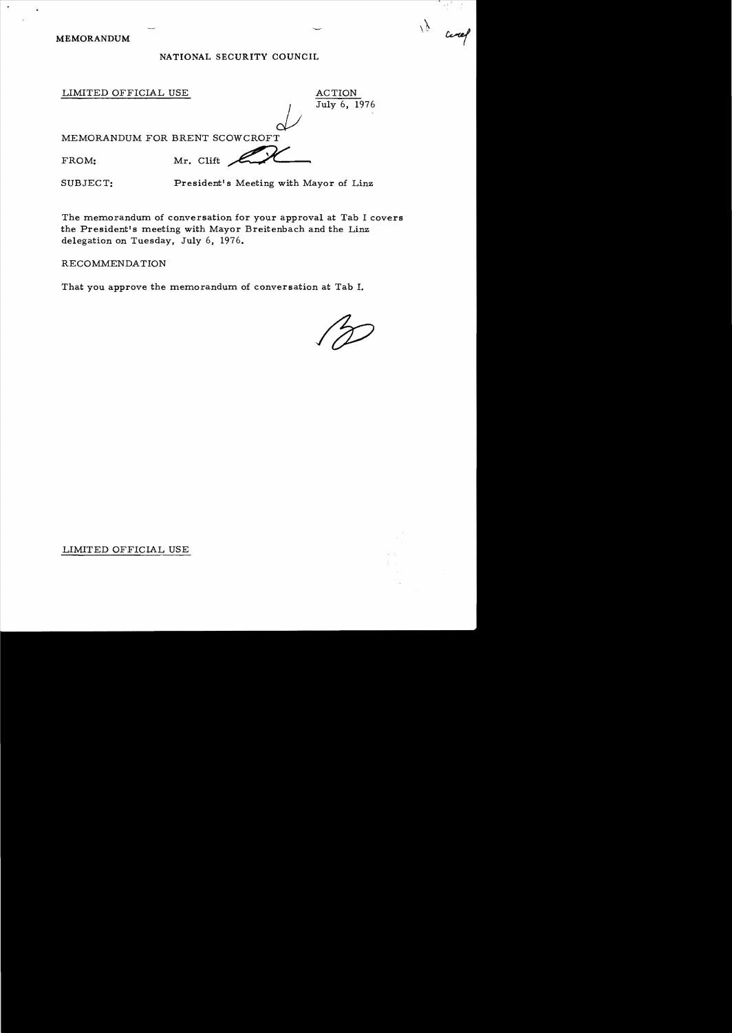MEMORANDUM

NATIONAL SECURITY COUNCIL

LIMITED OFFICIAL USE

ACTION
July 6, 1976

MEMORANDUM FOR BRENT SCOWCROFT

FROM: Mr. Clift

SUBJECT: President's Meeting with Mayor of Linz

The memorandum of conversation for your approval at Tab I covers the President's meeting with Mayor Breitenbach and the Linz delegation on Tuesday, July 6, 1976.

RECOMMENDATION

That you approve the memorandum of conversation at Tab I.

LIMITED OFFICIAL USE